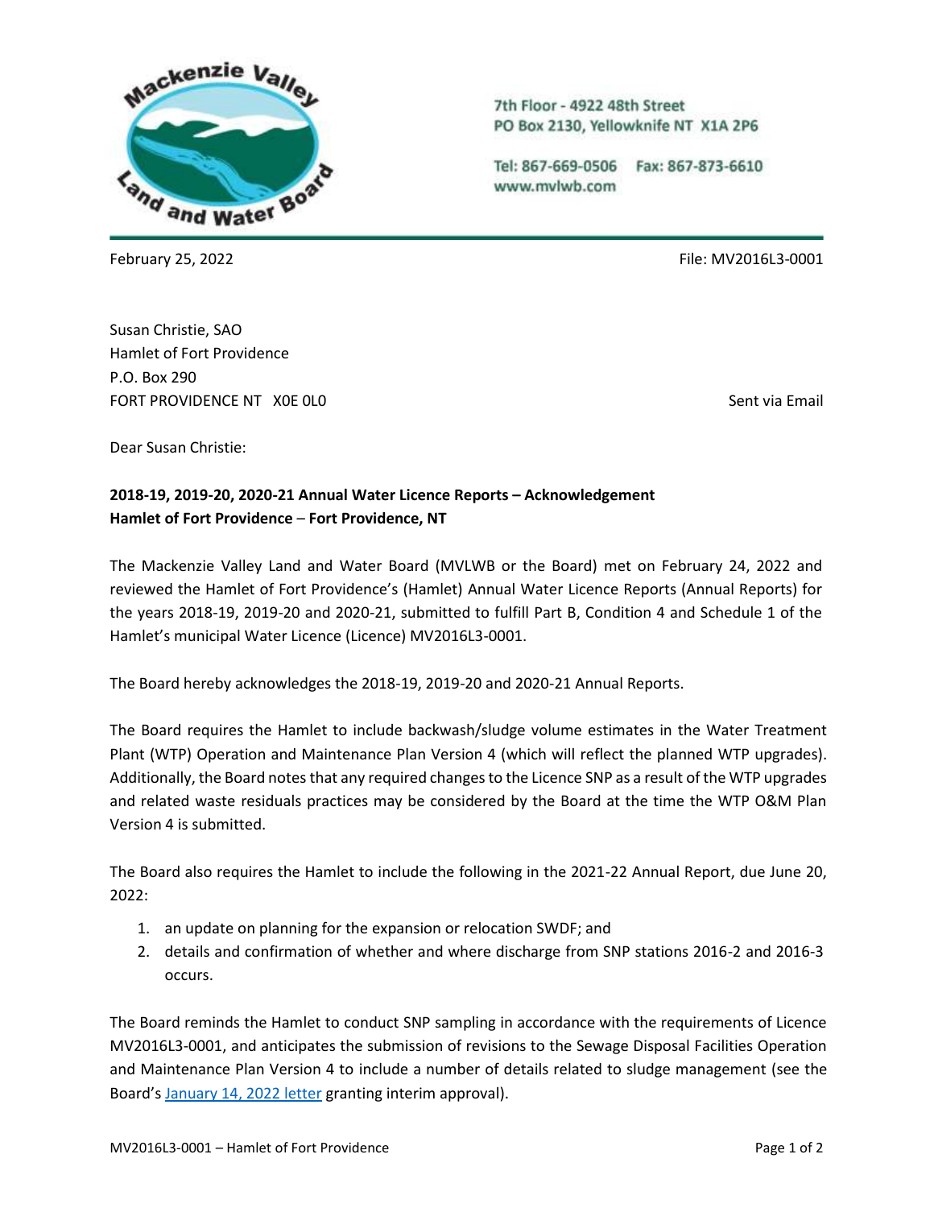7th Floor - 4922 48th Street
PO Box 2130, Yellowknife NT X1A 2P6

Tel: 867-669-0506 Fax: 867-873-6610
www.mvlwb.com

February 25, 2022

File: MV2016L3-0001

Susan Christie, SAO
Hamlet of Fort Providence
P.O. Box 290
FORT PROVIDENCE NT X0E 0L0

Sent via Email

Dear Susan Christie:

**2018-19, 2019-20, 2020-21 Annual Water Licence Reports – Acknowledgement**
**Hamlet of Fort Providence – Fort Providence, NT**

The Mackenzie Valley Land and Water Board (MVLWB or the Board) met on February 24, 2022 and reviewed the Hamlet of Fort Providence's (Hamlet) Annual Water Licence Reports (Annual Reports) for the years 2018-19, 2019-20 and 2020-21, submitted to fulfill Part B, Condition 4 and Schedule 1 of the Hamlet's municipal Water Licence (Licence) MV2016L3-0001.

The Board hereby acknowledges the 2018-19, 2019-20 and 2020-21 Annual Reports.

The Board requires the Hamlet to include backwash/sludge volume estimates in the Water Treatment Plant (WTP) Operation and Maintenance Plan Version 4 (which will reflect the planned WTP upgrades). Additionally, the Board notes that any required changes to the Licence SNP as a result of the WTP upgrades and related waste residuals practices may be considered by the Board at the time the WTP O&M Plan Version 4 is submitted.

The Board also requires the Hamlet to include the following in the 2021-22 Annual Report, due June 20, 2022:

1. an update on planning for the expansion or relocation SWDF; and
2. details and confirmation of whether and where discharge from SNP stations 2016-2 and 2016-3 occurs.

The Board reminds the Hamlet to conduct SNP sampling in accordance with the requirements of Licence MV2016L3-0001, and anticipates the submission of revisions to the Sewage Disposal Facilities Operation and Maintenance Plan Version 4 to include a number of details related to sludge management (see the Board's [January 14, 2022 letter] granting interim approval).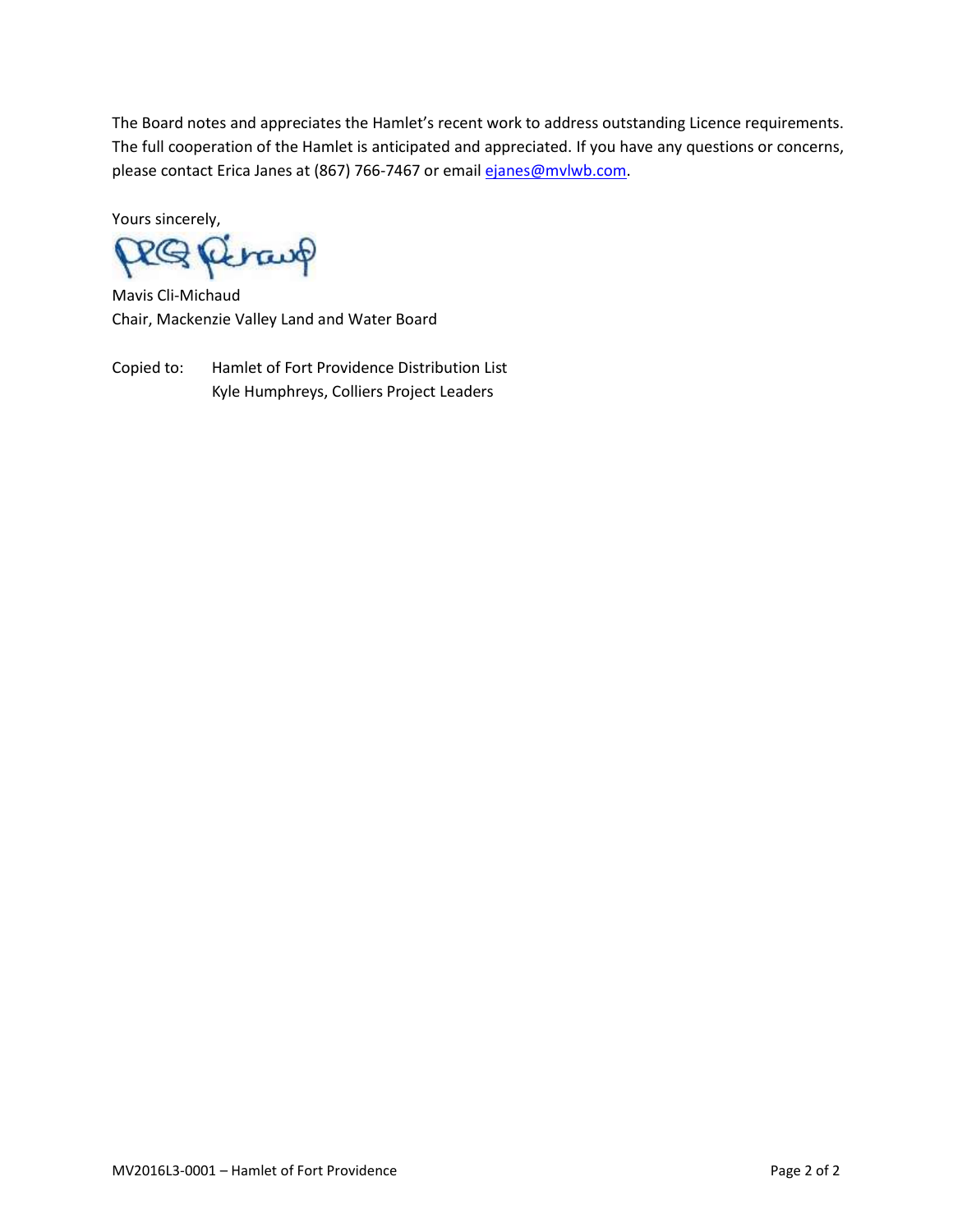The Board notes and appreciates the Hamlet's recent work to address outstanding Licence requirements. The full cooperation of the Hamlet is anticipated and appreciated. If you have any questions or concerns, please contact Erica Janes at (867) 766-7467 or email ejanes@mvlwb.com.

Yours sincerely,

Mavis Cli-Michaud
Chair, Mackenzie Valley Land and Water Board

Copied to: Hamlet of Fort Providence Distribution List
Kyle Humphreys, Colliers Project Leaders